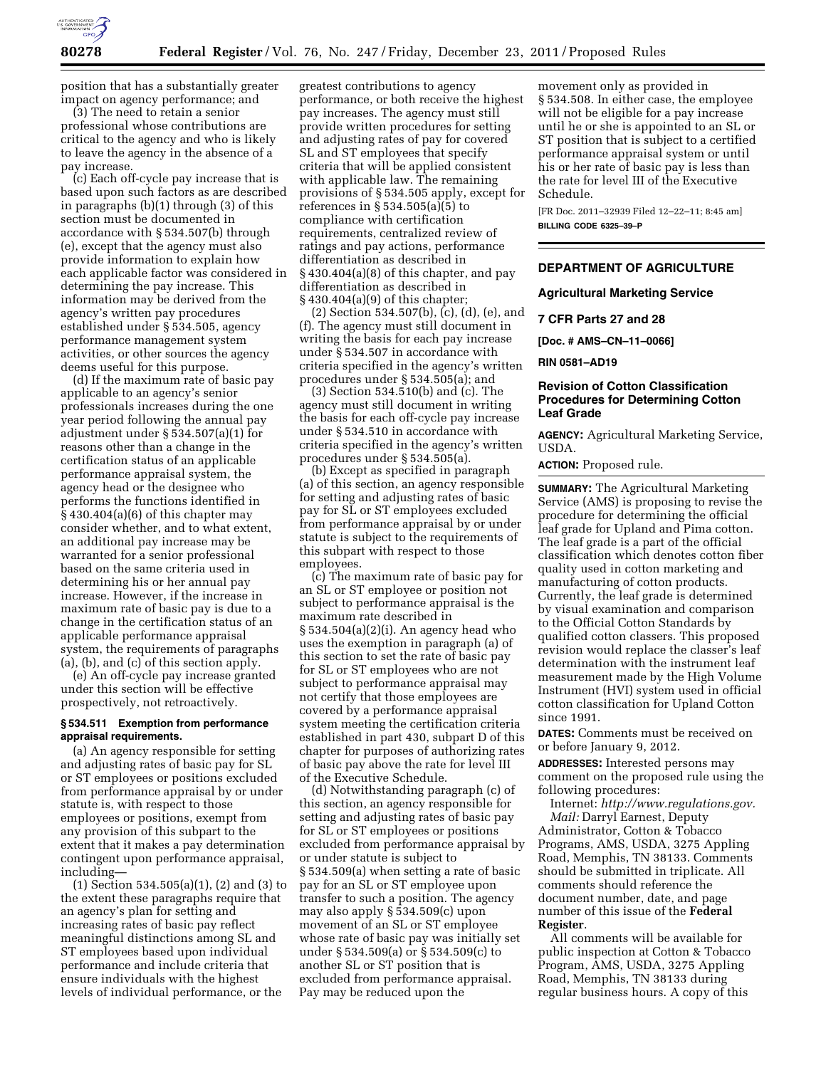position that has a substantially greater impact on agency performance; and

(3) The need to retain a senior professional whose contributions are critical to the agency and who is likely to leave the agency in the absence of a pay increase.

(c) Each off-cycle pay increase that is based upon such factors as are described in paragraphs (b)(1) through (3) of this section must be documented in accordance with § 534.507(b) through (e), except that the agency must also provide information to explain how each applicable factor was considered in determining the pay increase. This information may be derived from the agency's written pay procedures established under § 534.505, agency performance management system activities, or other sources the agency deems useful for this purpose.

(d) If the maximum rate of basic pay applicable to an agency's senior professionals increases during the one year period following the annual pay adjustment under § 534.507(a)(1) for reasons other than a change in the certification status of an applicable performance appraisal system, the agency head or the designee who performs the functions identified in § 430.404(a)(6) of this chapter may consider whether, and to what extent, an additional pay increase may be warranted for a senior professional based on the same criteria used in determining his or her annual pay increase. However, if the increase in maximum rate of basic pay is due to a change in the certification status of an applicable performance appraisal system, the requirements of paragraphs (a), (b), and (c) of this section apply.

(e) An off-cycle pay increase granted under this section will be effective prospectively, not retroactively.

### § 534.511 Exemption from performance appraisal requirements.

(a) An agency responsible for setting and adjusting rates of basic pay for SL or ST employees or positions excluded from performance appraisal by or under statute is, with respect to those employees or positions, exempt from any provision of this subpart to the extent that it makes a pay determination contingent upon performance appraisal, including—

(1) Section 534.505(a)(1), (2) and (3) to the extent these paragraphs require that an agency's plan for setting and increasing rates of basic pay reflect meaningful distinctions among SL and ST employees based upon individual performance and include criteria that ensure individuals with the highest levels of individual performance, or the greatest contributions to agency performance, or both receive the highest pay increases. The agency must still provide written procedures for setting and adjusting rates of pay for covered SL and ST employees that specify criteria that will be applied consistent with applicable law. The remaining provisions of § 534.505 apply, except for references in § 534.505(a)(5) to compliance with certification requirements, centralized review of ratings and pay actions, performance differentiation as described in § 430.404(a)(8) of this chapter, and pay differentiation as described in § 430.404(a)(9) of this chapter;

(2) Section 534.507(b), (c), (d), (e), and (f). The agency must still document in writing the basis for each pay increase under § 534.507 in accordance with criteria specified in the agency's written procedures under § 534.505(a); and

(3) Section 534.510(b) and (c). The agency must still document in writing the basis for each off-cycle pay increase under § 534.510 in accordance with criteria specified in the agency's written procedures under § 534.505(a).

(b) Except as specified in paragraph (a) of this section, an agency responsible for setting and adjusting rates of basic pay for SL or ST employees excluded from performance appraisal by or under statute is subject to the requirements of this subpart with respect to those employees.

(c) The maximum rate of basic pay for an SL or ST employee or position not subject to performance appraisal is the maximum rate described in § 534.504(a)(2)(i). An agency head who uses the exemption in paragraph (a) of this section to set the rate of basic pay for SL or ST employees who are not subject to performance appraisal may not certify that those employees are covered by a performance appraisal system meeting the certification criteria established in part 430, subpart D of this chapter for purposes of authorizing rates of basic pay above the rate for level III of the Executive Schedule.

(d) Notwithstanding paragraph (c) of this section, an agency responsible for setting and adjusting rates of basic pay for SL or ST employees or positions excluded from performance appraisal by or under statute is subject to § 534.509(a) when setting a rate of basic pay for an SL or ST employee upon transfer to such a position. The agency may also apply § 534.509(c) upon movement of an SL or ST employee whose rate of basic pay was initially set under § 534.509(a) or § 534.509(c) to another SL or ST position that is excluded from performance appraisal. Pay may be reduced upon the movement only as provided in § 534.508. In either case, the employee will not be eligible for a pay increase until he or she is appointed to an SL or ST position that is subject to a certified performance appraisal system or until his or her rate of basic pay is less than the rate for level III of the Executive Schedule.

[FR Doc. 2011–32939 Filed 12–22–11; 8:45 am]

**BILLING CODE 6325–39–P**

---

## DEPARTMENT OF AGRICULTURE

### Agricultural Marketing Service

### 7 CFR Parts 27 and 28

**[Doc. # AMS–CN–11–0066]**

**RIN 0581–AD19**

### Revision of Cotton Classification Procedures for Determining Cotton Leaf Grade

**AGENCY:** Agricultural Marketing Service, USDA.

**ACTION:** Proposed rule.

**SUMMARY:** The Agricultural Marketing Service (AMS) is proposing to revise the procedure for determining the official leaf grade for Upland and Pima cotton. The leaf grade is a part of the official classification which denotes cotton fiber quality used in cotton marketing and manufacturing of cotton products. Currently, the leaf grade is determined by visual examination and comparison to the Official Cotton Standards by qualified cotton classers. This proposed revision would replace the classer's leaf determination with the instrument leaf measurement made by the High Volume Instrument (HVI) system used in official cotton classification for Upland Cotton since 1991.

**DATES:** Comments must be received on or before January 9, 2012.

**ADDRESSES:** Interested persons may comment on the proposed rule using the following procedures:

Internet: *http://www.regulations.gov.*

*Mail:* Darryl Earnest, Deputy Administrator, Cotton & Tobacco Programs, AMS, USDA, 3275 Appling Road, Memphis, TN 38133. Comments should be submitted in triplicate. All comments should reference the document number, date, and page number of this issue of the **Federal Register**.

All comments will be available for public inspection at Cotton & Tobacco Program, AMS, USDA, 3275 Appling Road, Memphis, TN 38133 during regular business hours. A copy of this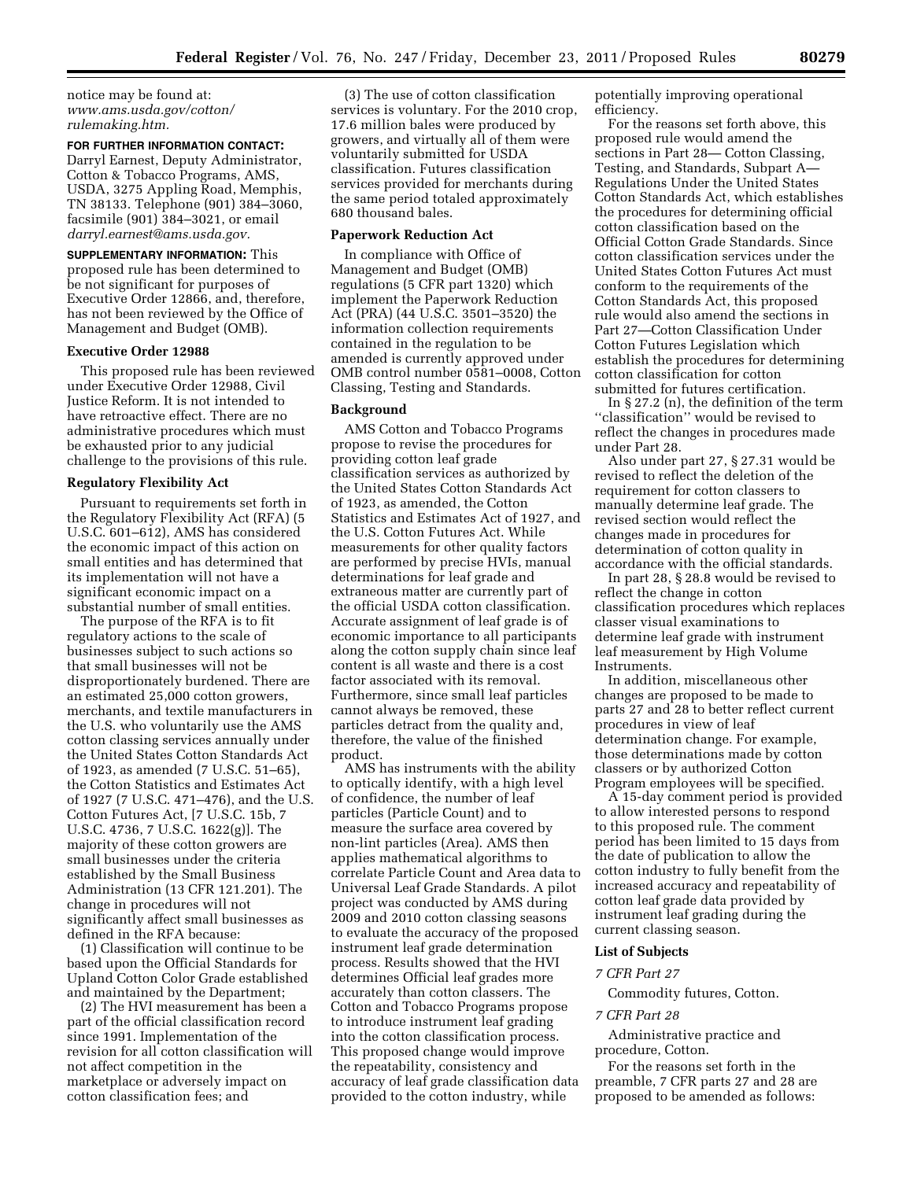notice may be found at: *www.ams.usda.gov/cotton/rulemaking.htm.*

**FOR FURTHER INFORMATION CONTACT:** Darryl Earnest, Deputy Administrator, Cotton & Tobacco Programs, AMS, USDA, 3275 Appling Road, Memphis, TN 38133. Telephone (901) 384–3060, facsimile (901) 384–3021, or email *darryl.earnest@ams.usda.gov.*

**SUPPLEMENTARY INFORMATION:** This proposed rule has been determined to be not significant for purposes of Executive Order 12866, and, therefore, has not been reviewed by the Office of Management and Budget (OMB).

**Executive Order 12988**

This proposed rule has been reviewed under Executive Order 12988, Civil Justice Reform. It is not intended to have retroactive effect. There are no administrative procedures which must be exhausted prior to any judicial challenge to the provisions of this rule.

**Regulatory Flexibility Act**

Pursuant to requirements set forth in the Regulatory Flexibility Act (RFA) (5 U.S.C. 601–612), AMS has considered the economic impact of this action on small entities and has determined that its implementation will not have a significant economic impact on a substantial number of small entities.

The purpose of the RFA is to fit regulatory actions to the scale of businesses subject to such actions so that small businesses will not be disproportionately burdened. There are an estimated 25,000 cotton growers, merchants, and textile manufacturers in the U.S. who voluntarily use the AMS cotton classing services annually under the United States Cotton Standards Act of 1923, as amended (7 U.S.C. 51–65), the Cotton Statistics and Estimates Act of 1927 (7 U.S.C. 471–476), and the U.S. Cotton Futures Act, [7 U.S.C. 15b, 7 U.S.C. 4736, 7 U.S.C. 1622(g)]. The majority of these cotton growers are small businesses under the criteria established by the Small Business Administration (13 CFR 121.201). The change in procedures will not significantly affect small businesses as defined in the RFA because:

(1) Classification will continue to be based upon the Official Standards for Upland Cotton Color Grade established and maintained by the Department;

(2) The HVI measurement has been a part of the official classification record since 1991. Implementation of the revision for all cotton classification will not affect competition in the marketplace or adversely impact on cotton classification fees; and

(3) The use of cotton classification services is voluntary. For the 2010 crop, 17.6 million bales were produced by growers, and virtually all of them were voluntarily submitted for USDA classification. Futures classification services provided for merchants during the same period totaled approximately 680 thousand bales.

**Paperwork Reduction Act**

In compliance with Office of Management and Budget (OMB) regulations (5 CFR part 1320) which implement the Paperwork Reduction Act (PRA) (44 U.S.C. 3501–3520) the information collection requirements contained in the regulation to be amended is currently approved under OMB control number 0581–0008, Cotton Classing, Testing and Standards.

**Background**

AMS Cotton and Tobacco Programs propose to revise the procedures for providing cotton leaf grade classification services as authorized by the United States Cotton Standards Act of 1923, as amended, the Cotton Statistics and Estimates Act of 1927, and the U.S. Cotton Futures Act. While measurements for other quality factors are performed by precise HVIs, manual determinations for leaf grade and extraneous matter are currently part of the official USDA cotton classification. Accurate assignment of leaf grade is of economic importance to all participants along the cotton supply chain since leaf content is all waste and there is a cost factor associated with its removal. Furthermore, since small leaf particles cannot always be removed, these particles detract from the quality and, therefore, the value of the finished product.

AMS has instruments with the ability to optically identify, with a high level of confidence, the number of leaf particles (Particle Count) and to measure the surface area covered by non-lint particles (Area). AMS then applies mathematical algorithms to correlate Particle Count and Area data to Universal Leaf Grade Standards. A pilot project was conducted by AMS during 2009 and 2010 cotton classing seasons to evaluate the accuracy of the proposed instrument leaf grade determination process. Results showed that the HVI determines Official leaf grades more accurately than cotton classers. The Cotton and Tobacco Programs propose to introduce instrument leaf grading into the cotton classification process. This proposed change would improve the repeatability, consistency and accuracy of leaf grade classification data provided to the cotton industry, while potentially improving operational efficiency.

For the reasons set forth above, this proposed rule would amend the sections in Part 28— Cotton Classing, Testing, and Standards, Subpart A—Regulations Under the United States Cotton Standards Act, which establishes the procedures for determining official cotton classification based on the Official Cotton Grade Standards. Since cotton classification services under the United States Cotton Futures Act must conform to the requirements of the Cotton Standards Act, this proposed rule would also amend the sections in Part 27—Cotton Classification Under Cotton Futures Legislation which establish the procedures for determining cotton classification for cotton submitted for futures certification.

In § 27.2 (n), the definition of the term ''classification'' would be revised to reflect the changes in procedures made under Part 28.

Also under part 27, § 27.31 would be revised to reflect the deletion of the requirement for cotton classers to manually determine leaf grade. The revised section would reflect the changes made in procedures for determination of cotton quality in accordance with the official standards.

In part 28, § 28.8 would be revised to reflect the change in cotton classification procedures which replaces classer visual examinations to determine leaf grade with instrument leaf measurement by High Volume Instruments.

In addition, miscellaneous other changes are proposed to be made to parts 27 and 28 to better reflect current procedures in view of leaf determination change. For example, those determinations made by cotton classers or by authorized Cotton Program employees will be specified.

A 15-day comment period is provided to allow interested persons to respond to this proposed rule. The comment period has been limited to 15 days from the date of publication to allow the cotton industry to fully benefit from the increased accuracy and repeatability of cotton leaf grade data provided by instrument leaf grading during the current classing season.

**List of Subjects**

*7 CFR Part 27*

Commodity futures, Cotton.

*7 CFR Part 28*

Administrative practice and procedure, Cotton.

For the reasons set forth in the preamble, 7 CFR parts 27 and 28 are proposed to be amended as follows: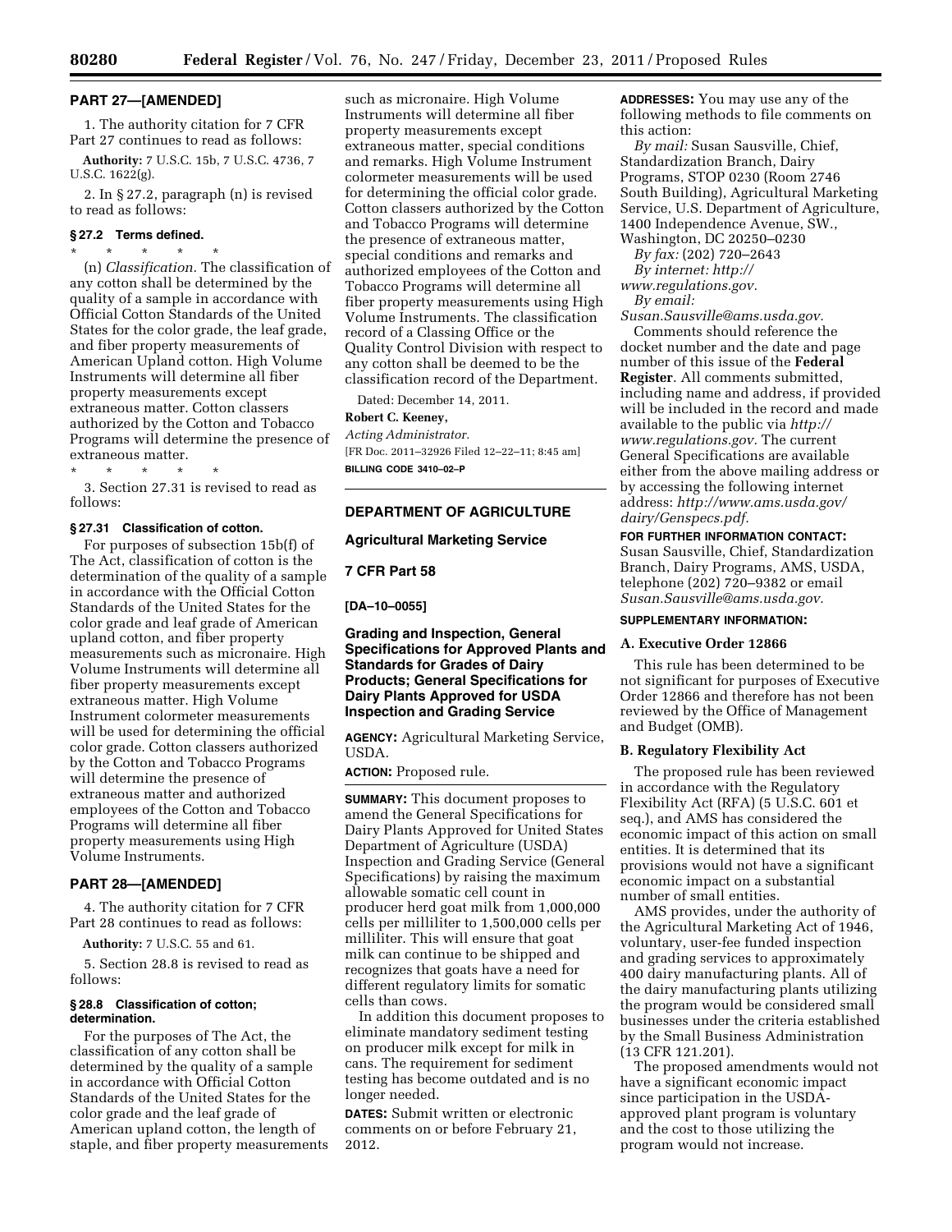## PART 27—[AMENDED]

1. The authority citation for 7 CFR Part 27 continues to read as follows:

**Authority:** 7 U.S.C. 15b, 7 U.S.C. 4736, 7 U.S.C. 1622(g).

2. In § 27.2, paragraph (n) is revised to read as follows:

### § 27.2 Terms defined.

\* \* \* \* \*

(n) *Classification.* The classification of any cotton shall be determined by the quality of a sample in accordance with Official Cotton Standards of the United States for the color grade, the leaf grade, and fiber property measurements of American Upland cotton. High Volume Instruments will determine all fiber property measurements except extraneous matter. Cotton classers authorized by the Cotton and Tobacco Programs will determine the presence of extraneous matter.

\* \* \* \* \*

3. Section 27.31 is revised to read as follows:

### § 27.31 Classification of cotton.

For purposes of subsection 15b(f) of The Act, classification of cotton is the determination of the quality of a sample in accordance with the Official Cotton Standards of the United States for the color grade and leaf grade of American upland cotton, and fiber property measurements such as micronaire. High Volume Instruments will determine all fiber property measurements except extraneous matter. High Volume Instrument colormeter measurements will be used for determining the official color grade. Cotton classers authorized by the Cotton and Tobacco Programs will determine the presence of extraneous matter and authorized employees of the Cotton and Tobacco Programs will determine all fiber property measurements using High Volume Instruments.

## PART 28—[AMENDED]

4. The authority citation for 7 CFR Part 28 continues to read as follows:

**Authority:** 7 U.S.C. 55 and 61.

5. Section 28.8 is revised to read as follows:

### § 28.8 Classification of cotton; determination.

For the purposes of The Act, the classification of any cotton shall be determined by the quality of a sample in accordance with Official Cotton Standards of the United States for the color grade and the leaf grade of American upland cotton, the length of staple, and fiber property measurements such as micronaire. High Volume Instruments will determine all fiber property measurements except extraneous matter, special conditions and remarks. High Volume Instrument colormeter measurements will be used for determining the official color grade. Cotton classers authorized by the Cotton and Tobacco Programs will determine the presence of extraneous matter, special conditions and remarks and authorized employees of the Cotton and Tobacco Programs will determine all fiber property measurements using High Volume Instruments. The classification record of a Classing Office or the Quality Control Division with respect to any cotton shall be deemed to be the classification record of the Department.

Dated: December 14, 2011.

**Robert C. Keeney,**

*Acting Administrator.*

[FR Doc. 2011–32926 Filed 12–22–11; 8:45 am]

**BILLING CODE 3410–02–P**

---

## DEPARTMENT OF AGRICULTURE

### Agricultural Marketing Service

### 7 CFR Part 58

**[DA–10–0055]**

### Grading and Inspection, General Specifications for Approved Plants and Standards for Grades of Dairy Products; General Specifications for Dairy Plants Approved for USDA Inspection and Grading Service

**AGENCY:** Agricultural Marketing Service, USDA.

**ACTION:** Proposed rule.

**SUMMARY:** This document proposes to amend the General Specifications for Dairy Plants Approved for United States Department of Agriculture (USDA) Inspection and Grading Service (General Specifications) by raising the maximum allowable somatic cell count in producer herd goat milk from 1,000,000 cells per milliliter to 1,500,000 cells per milliliter. This will ensure that goat milk can continue to be shipped and recognizes that goats have a need for different regulatory limits for somatic cells than cows.

In addition this document proposes to eliminate mandatory sediment testing on producer milk except for milk in cans. The requirement for sediment testing has become outdated and is no longer needed.

**DATES:** Submit written or electronic comments on or before February 21, 2012.

**ADDRESSES:** You may use any of the following methods to file comments on this action:

*By mail:* Susan Sausville, Chief, Standardization Branch, Dairy Programs, STOP 0230 (Room 2746 South Building), Agricultural Marketing Service, U.S. Department of Agriculture, 1400 Independence Avenue, SW., Washington, DC 20250–0230

*By fax:* (202) 720–2643

*By internet: http://www.regulations.gov.*

*By email: Susan.Sausville@ams.usda.gov.*

Comments should reference the docket number and the date and page number of this issue of the **Federal Register**. All comments submitted, including name and address, if provided will be included in the record and made available to the public via *http://www.regulations.gov.* The current General Specifications are available either from the above mailing address or by accessing the following internet address: *http://www.ams.usda.gov/dairy/Genspecs.pdf.*

**FOR FURTHER INFORMATION CONTACT:** Susan Sausville, Chief, Standardization Branch, Dairy Programs, AMS, USDA, telephone (202) 720–9382 or email *Susan.Sausville@ams.usda.gov.*

**SUPPLEMENTARY INFORMATION:**

#### A. Executive Order 12866

This rule has been determined to be not significant for purposes of Executive Order 12866 and therefore has not been reviewed by the Office of Management and Budget (OMB).

#### B. Regulatory Flexibility Act

The proposed rule has been reviewed in accordance with the Regulatory Flexibility Act (RFA) (5 U.S.C. 601 et seq.), and AMS has considered the economic impact of this action on small entities. It is determined that its provisions would not have a significant economic impact on a substantial number of small entities.

AMS provides, under the authority of the Agricultural Marketing Act of 1946, voluntary, user-fee funded inspection and grading services to approximately 400 dairy manufacturing plants. All of the dairy manufacturing plants utilizing the program would be considered small businesses under the criteria established by the Small Business Administration (13 CFR 121.201).

The proposed amendments would not have a significant economic impact since participation in the USDA-approved plant program is voluntary and the cost to those utilizing the program would not increase.